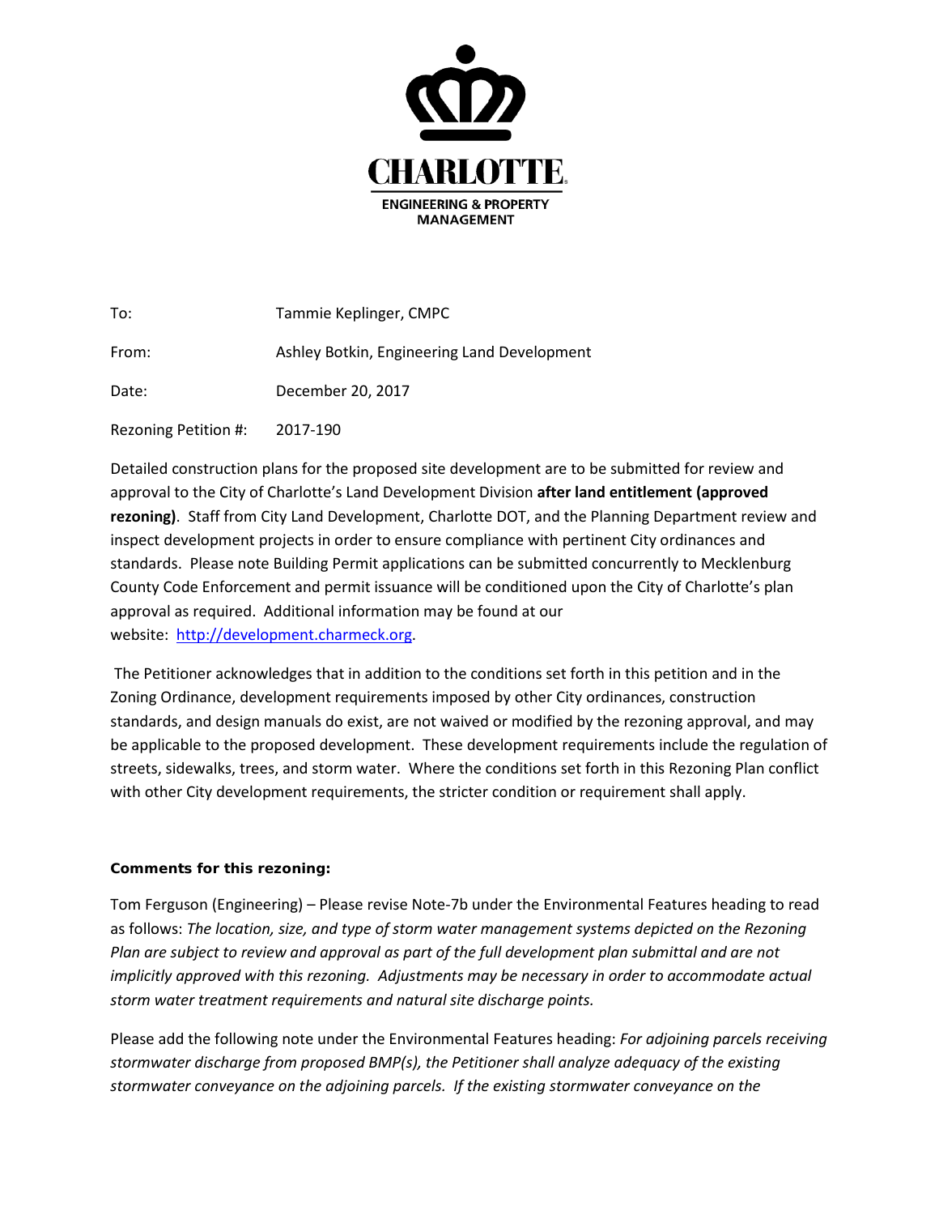CHARLOTTE.

ENGINEERING & PROPERTY MANAGEMENT

To: Tammie Keplinger, CMPC

From: Ashley Botkin, Engineering Land Development

Date: December 20, 2017

Rezoning Petition #: 2017-190

Detailed construction plans for the proposed site development are to be submitted for review and approval to the City of Charlotte's Land Development Division **after land entitlement (approved rezoning)**. Staff from City Land Development, Charlotte DOT, and the Planning Department review and inspect development projects in order to ensure compliance with pertinent City ordinances and standards. Please note Building Permit applications can be submitted concurrently to Mecklenburg County Code Enforcement and permit issuance will be conditioned upon the City of Charlotte's plan approval as required. Additional information may be found at our website: [http://development.charmeck.org](http://development.charmeck.org).

The Petitioner acknowledges that in addition to the conditions set forth in this petition and in the Zoning Ordinance, development requirements imposed by other City ordinances, construction standards, and design manuals do exist, are not waived or modified by the rezoning approval, and may be applicable to the proposed development. These development requirements include the regulation of streets, sidewalks, trees, and storm water. Where the conditions set forth in this Rezoning Plan conflict with other City development requirements, the stricter condition or requirement shall apply.

**Comments for this rezoning:**

Tom Ferguson (Engineering) – Please revise Note-7b under the Environmental Features heading to read as follows: *The location, size, and type of storm water management systems depicted on the Rezoning Plan are subject to review and approval as part of the full development plan submittal and are not implicitly approved with this rezoning. Adjustments may be necessary in order to accommodate actual storm water treatment requirements and natural site discharge points.*

Please add the following note under the Environmental Features heading: *For adjoining parcels receiving stormwater discharge from proposed BMP(s), the Petitioner shall analyze adequacy of the existing stormwater conveyance on the adjoining parcels. If the existing stormwater conveyance on the*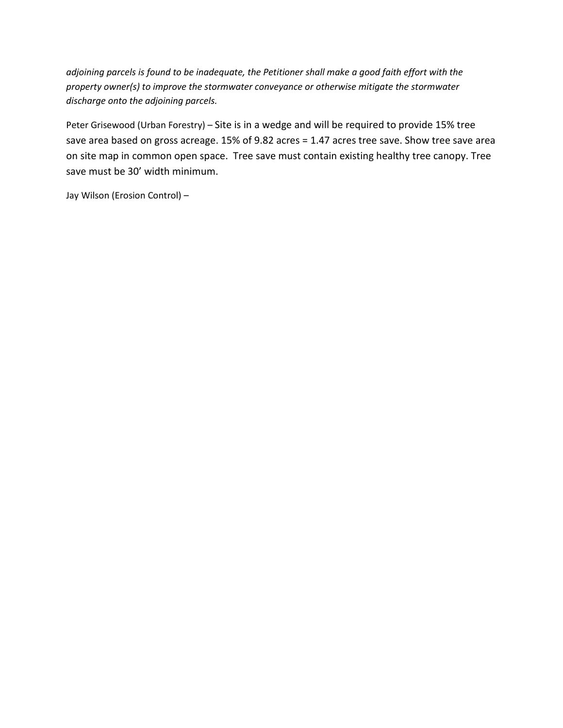*adjoining parcels is found to be inadequate, the Petitioner shall make a good faith effort with the property owner(s) to improve the stormwater conveyance or otherwise mitigate the stormwater discharge onto the adjoining parcels.*

Peter Grisewood (Urban Forestry) – Site is in a wedge and will be required to provide 15% tree save area based on gross acreage. 15% of 9.82 acres = 1.47 acres tree save. Show tree save area on site map in common open space. Tree save must contain existing healthy tree canopy. Tree save must be 30' width minimum.

Jay Wilson (Erosion Control) –